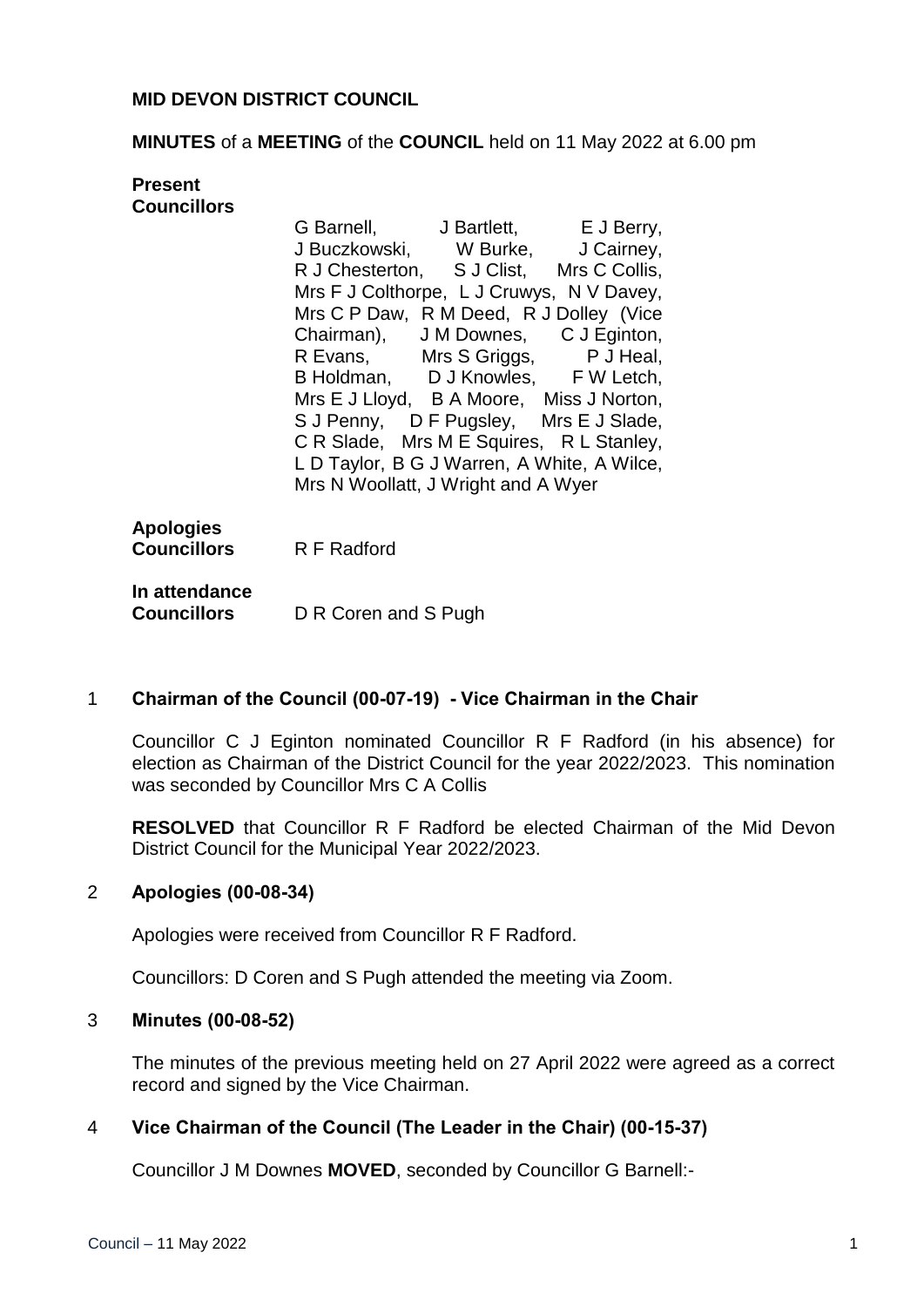**MID DEVON DISTRICT COUNCIL**

**MINUTES** of a **MEETING** of the **COUNCIL** held on 11 May 2022 at 6.00 pm

**Present**
**Councillors**

G Barnell, J Bartlett, E J Berry, J Buczkowski, W Burke, J Cairney, R J Chesterton, S J Clist, Mrs C Collis, Mrs F J Colthorpe, L J Cruwys, N V Davey, Mrs C P Daw, R M Deed, R J Dolley (Vice Chairman), J M Downes, C J Eginton, R Evans, Mrs S Griggs, P J Heal, B Holdman, D J Knowles, F W Letch, Mrs E J Lloyd, B A Moore, Miss J Norton, S J Penny, D F Pugsley, Mrs E J Slade, C R Slade, Mrs M E Squires, R L Stanley, L D Taylor, B G J Warren, A White, A Wilce, Mrs N Woollatt, J Wright and A Wyer

**Apologies**
**Councillors** R F Radford

**In attendance**
**Councillors** D R Coren and S Pugh

1 **Chairman of the Council (00-07-19) - Vice Chairman in the Chair**

Councillor C J Eginton nominated Councillor R F Radford (in his absence) for election as Chairman of the District Council for the year 2022/2023. This nomination was seconded by Councillor Mrs C A Collis

**RESOLVED** that Councillor R F Radford be elected Chairman of the Mid Devon District Council for the Municipal Year 2022/2023.

2 **Apologies (00-08-34)**

Apologies were received from Councillor R F Radford.

Councillors: D Coren and S Pugh attended the meeting via Zoom.

3 **Minutes (00-08-52)**

The minutes of the previous meeting held on 27 April 2022 were agreed as a correct record and signed by the Vice Chairman.

4 **Vice Chairman of the Council (The Leader in the Chair) (00-15-37)**

Councillor J M Downes **MOVED**, seconded by Councillor G Barnell:-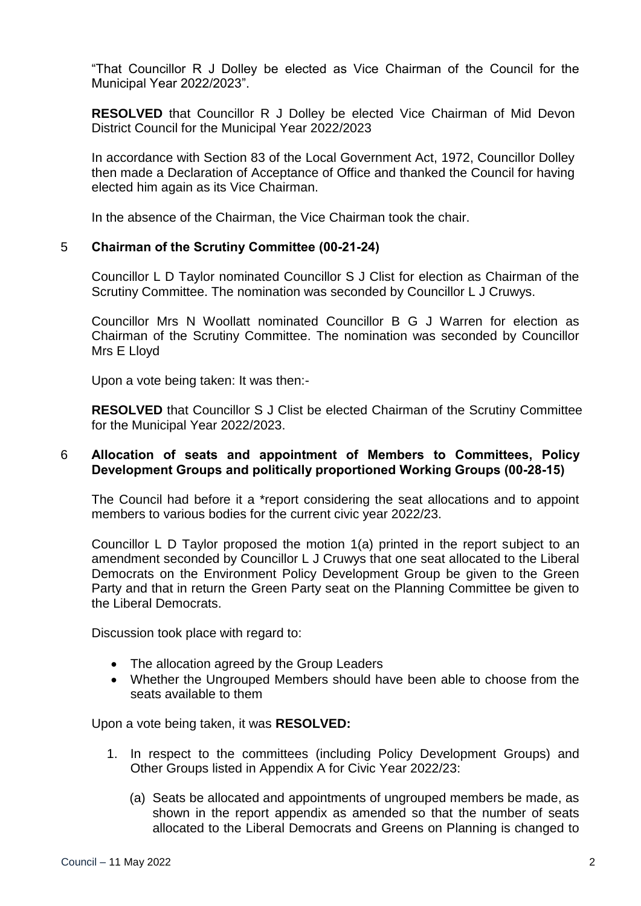"That Councillor R J Dolley be elected as Vice Chairman of the Council for the Municipal Year 2022/2023".

**RESOLVED** that Councillor R J Dolley be elected Vice Chairman of Mid Devon District Council for the Municipal Year 2022/2023

In accordance with Section 83 of the Local Government Act, 1972, Councillor Dolley then made a Declaration of Acceptance of Office and thanked the Council for having elected him again as its Vice Chairman.

In the absence of the Chairman, the Vice Chairman took the chair.

## 5 Chairman of the Scrutiny Committee (00-21-24)

Councillor L D Taylor nominated Councillor S J Clist for election as Chairman of the Scrutiny Committee. The nomination was seconded by Councillor L J Cruwys.

Councillor Mrs N Woollatt nominated Councillor B G J Warren for election as Chairman of the Scrutiny Committee. The nomination was seconded by Councillor Mrs E Lloyd

Upon a vote being taken: It was then:-

**RESOLVED** that Councillor S J Clist be elected Chairman of the Scrutiny Committee for the Municipal Year 2022/2023.

## 6 Allocation of seats and appointment of Members to Committees, Policy Development Groups and politically proportioned Working Groups (00-28-15)

The Council had before it a *report considering the seat allocations and to appoint members to various bodies for the current civic year 2022/23.

Councillor L D Taylor proposed the motion 1(a) printed in the report subject to an amendment seconded by Councillor L J Cruwys that one seat allocated to the Liberal Democrats on the Environment Policy Development Group be given to the Green Party and that in return the Green Party seat on the Planning Committee be given to the Liberal Democrats.

Discussion took place with regard to:

- The allocation agreed by the Group Leaders
- Whether the Ungrouped Members should have been able to choose from the seats available to them

Upon a vote being taken, it was **RESOLVED:**

1. In respect to the committees (including Policy Development Groups) and Other Groups listed in Appendix A for Civic Year 2022/23:

   (a) Seats be allocated and appointments of ungrouped members be made, as shown in the report appendix as amended so that the number of seats allocated to the Liberal Democrats and Greens on Planning is changed to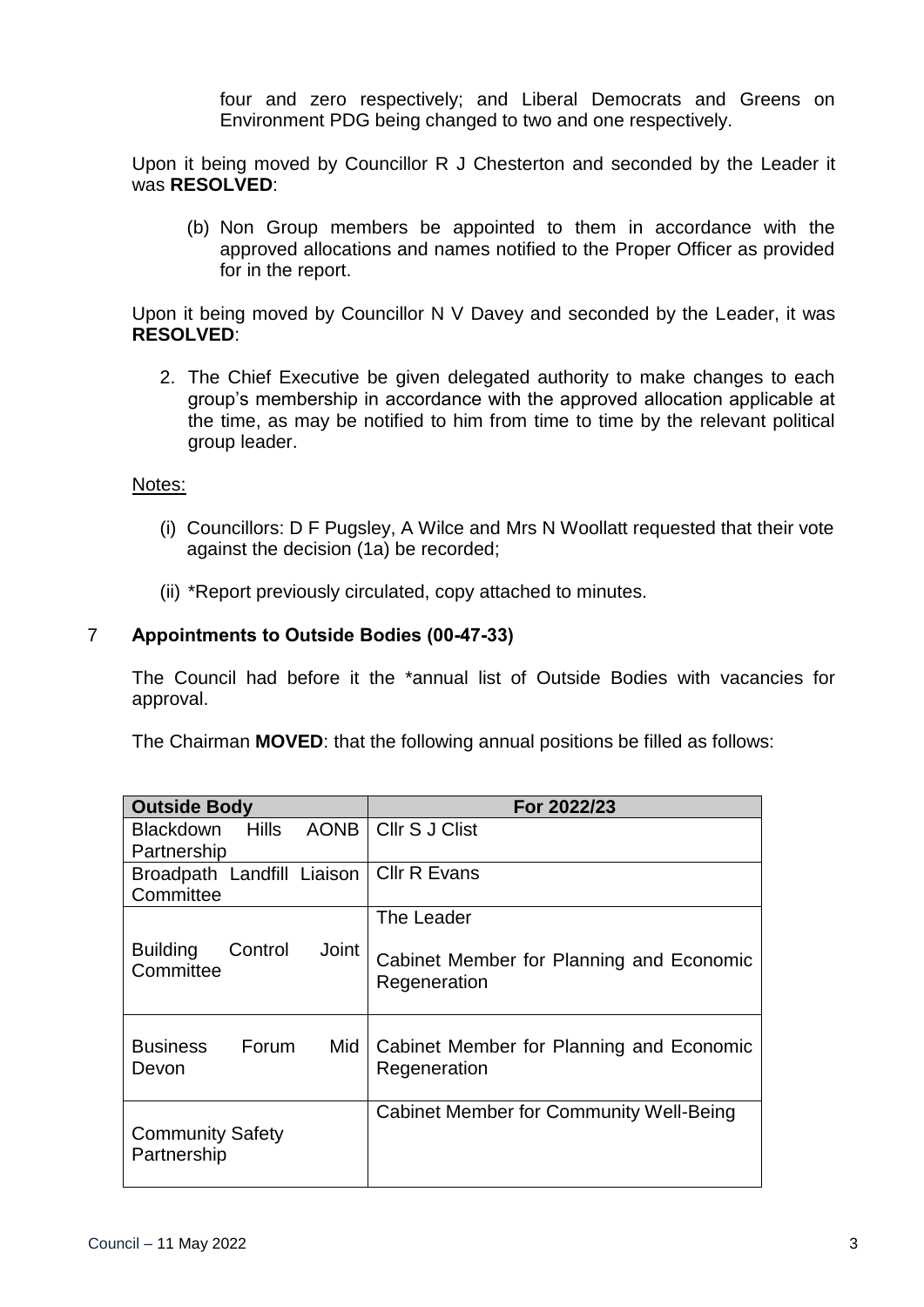four and zero respectively; and Liberal Democrats and Greens on Environment PDG being changed to two and one respectively.

Upon it being moved by Councillor R J Chesterton and seconded by the Leader it was **RESOLVED**:

(b) Non Group members be appointed to them in accordance with the approved allocations and names notified to the Proper Officer as provided for in the report.

Upon it being moved by Councillor N V Davey and seconded by the Leader, it was **RESOLVED**:

2. The Chief Executive be given delegated authority to make changes to each group's membership in accordance with the approved allocation applicable at the time, as may be notified to him from time to time by the relevant political group leader.

Notes:

(i) Councillors: D F Pugsley, A Wilce and Mrs N Woollatt requested that their vote against the decision (1a) be recorded;

(ii) *Report previously circulated, copy attached to minutes.

## 7 Appointments to Outside Bodies (00-47-33)

The Council had before it the *annual list of Outside Bodies with vacancies for approval.

The Chairman **MOVED**: that the following annual positions be filled as follows:

| Outside Body | For 2022/23 |
|---|---|
| Blackdown Hills AONB Partnership | Cllr S J Clist |
| Broadpath Landfill Liaison Committee | Cllr R Evans |
| Building Control Joint Committee | The Leader<br><br>Cabinet Member for Planning and Economic Regeneration |
| Business Forum Mid Devon | Cabinet Member for Planning and Economic Regeneration |
| Community Safety Partnership | Cabinet Member for Community Well-Being |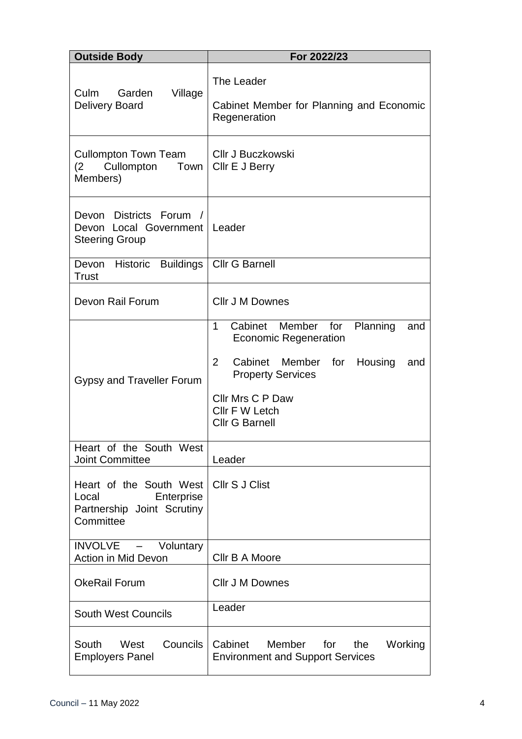| Outside Body | For 2022/23 |
|---|---|
| Culm Garden Village Delivery Board | The Leader<br><br>Cabinet Member for Planning and Economic Regeneration |
| Cullompton Town Team (2 Cullompton Town Members) | Cllr J Buczkowski<br>Cllr E J Berry |
| Devon Districts Forum / Devon Local Government Steering Group | Leader |
| Devon Historic Buildings Trust | Cllr G Barnell |
| Devon Rail Forum | Cllr J M Downes |
| Gypsy and Traveller Forum | 1 Cabinet Member for Planning and Economic Regeneration<br><br>2 Cabinet Member for Housing and Property Services<br><br>Cllr Mrs C P Daw<br>Cllr F W Letch<br>Cllr G Barnell |
| Heart of the South West Joint Committee | Leader |
| Heart of the South West Local Enterprise Partnership Joint Scrutiny Committee | Cllr S J Clist |
| INVOLVE – Voluntary Action in Mid Devon | Cllr B A Moore |
| OkeRail Forum | Cllr J M Downes |
| South West Councils | Leader |
| South West Councils Employers Panel | Cabinet Member for the Working Environment and Support Services |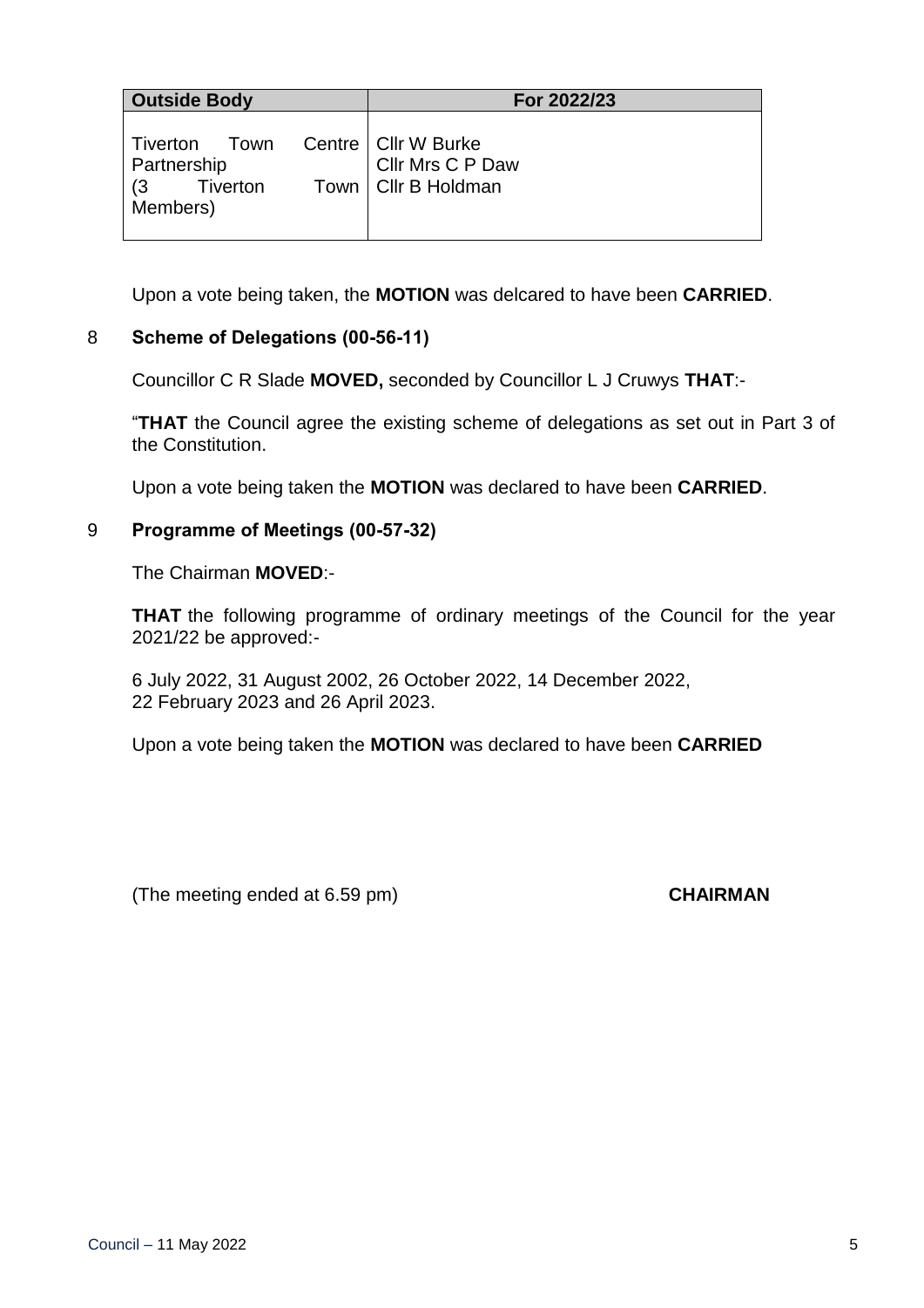| Outside Body | For 2022/23 |
|---|---|
| Tiverton Town Centre Partnership (3 Tiverton Town Members) | Cllr W Burke<br>Cllr Mrs C P Daw<br>Cllr B Holdman |

Upon a vote being taken, the **MOTION** was delcared to have been **CARRIED**.

## 8 Scheme of Delegations (00-56-11)

Councillor C R Slade **MOVED,** seconded by Councillor L J Cruwys **THAT**:-

“**THAT** the Council agree the existing scheme of delegations as set out in Part 3 of the Constitution.

Upon a vote being taken the **MOTION** was declared to have been **CARRIED**.

## 9 Programme of Meetings (00-57-32)

The Chairman **MOVED**:-

**THAT** the following programme of ordinary meetings of the Council for the year 2021/22 be approved:-

6 July 2022, 31 August 2002, 26 October 2022, 14 December 2022,
22 February 2023 and 26 April 2023.

Upon a vote being taken the **MOTION** was declared to have been **CARRIED**

(The meeting ended at 6.59 pm) **CHAIRMAN**